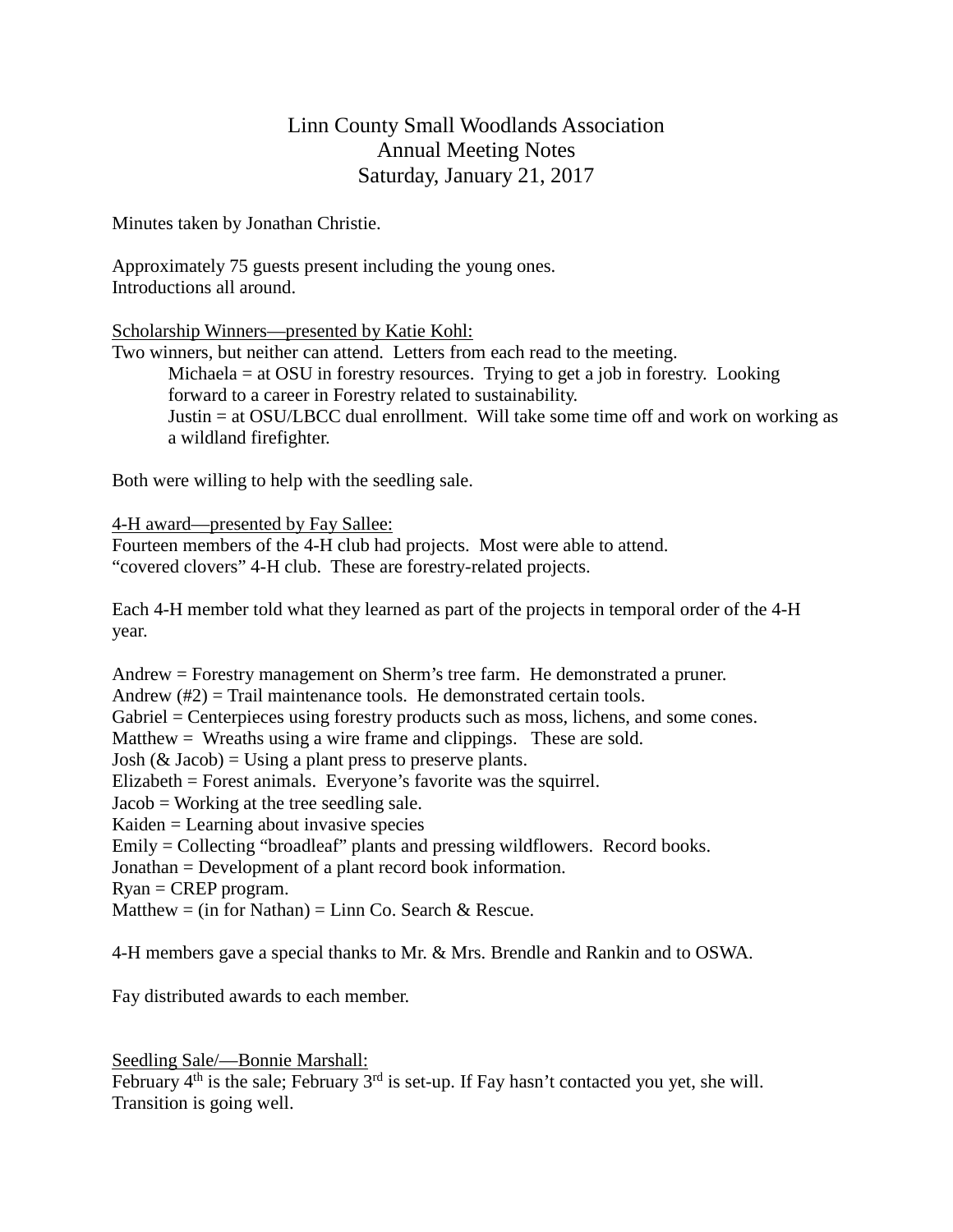# Linn County Small Woodlands Association
## Annual Meeting Notes
### Saturday, January 21, 2017

Minutes taken by Jonathan Christie.

Approximately 75 guests present including the young ones.
Introductions all around.

<u>Scholarship Winners—presented by Katie Kohl:</u>
Two winners, but neither can attend. Letters from each read to the meeting.

> Michaela = at OSU in forestry resources. Trying to get a job in forestry. Looking forward to a career in Forestry related to sustainability.
> Justin = at OSU/LBCC dual enrollment. Will take some time off and work on working as a wildland firefighter.

Both were willing to help with the seedling sale.

<u>4-H award—presented by Fay Sallee:</u>
Fourteen members of the 4-H club had projects. Most were able to attend.
"covered clovers" 4-H club. These are forestry-related projects.

Each 4-H member told what they learned as part of the projects in temporal order of the 4-H year.

Andrew = Forestry management on Sherm's tree farm. He demonstrated a pruner.
Andrew (#2) = Trail maintenance tools. He demonstrated certain tools.
Gabriel = Centerpieces using forestry products such as moss, lichens, and some cones.
Matthew = Wreaths using a wire frame and clippings. These are sold.
Josh (& Jacob) = Using a plant press to preserve plants.
Elizabeth = Forest animals. Everyone's favorite was the squirrel.
Jacob = Working at the tree seedling sale.
Kaiden = Learning about invasive species
Emily = Collecting "broadleaf" plants and pressing wildflowers. Record books.
Jonathan = Development of a plant record book information.
Ryan = CREP program.
Matthew = (in for Nathan) = Linn Co. Search & Rescue.

4-H members gave a special thanks to Mr. & Mrs. Brendle and Rankin and to OSWA.

Fay distributed awards to each member.

<u>Seedling Sale/—Bonnie Marshall:</u>
February 4th is the sale; February 3rd is set-up. If Fay hasn't contacted you yet, she will.
Transition is going well.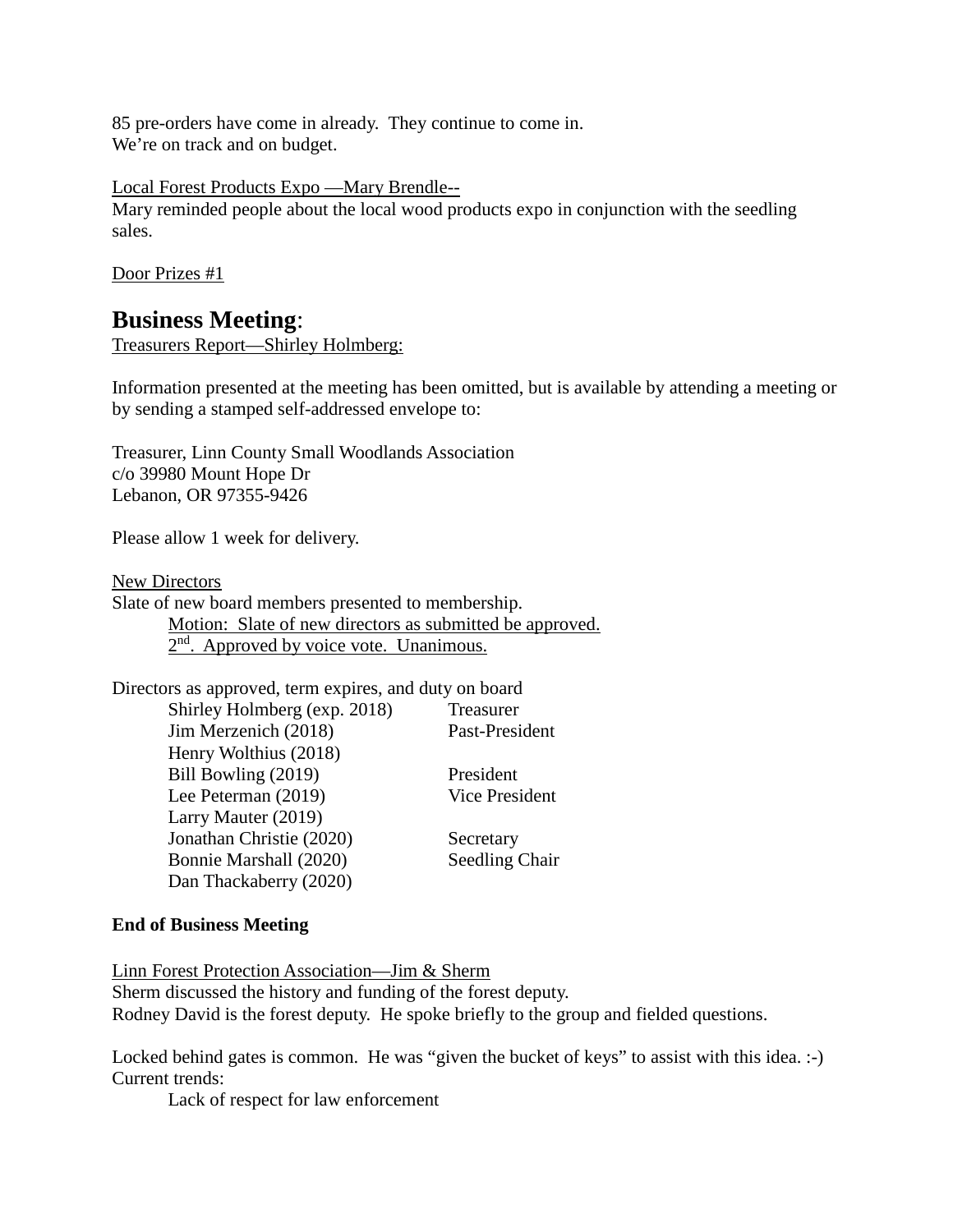85 pre-orders have come in already. They continue to come in.
We're on track and on budget.

Local Forest Products Expo —Mary Brendle--
Mary reminded people about the local wood products expo in conjunction with the seedling sales.

Door Prizes #1

## Business Meeting:

Treasurers Report—Shirley Holmberg:

Information presented at the meeting has been omitted, but is available by attending a meeting or by sending a stamped self-addressed envelope to:

Treasurer, Linn County Small Woodlands Association
c/o 39980 Mount Hope Dr
Lebanon, OR 97355-9426

Please allow 1 week for delivery.

New Directors
Slate of new board members presented to membership.

> Motion: Slate of new directors as submitted be approved.
> 2nd. Approved by voice vote. Unanimous.

Directors as approved, term expires, and duty on board

| Director | Duty |
|---|---|
| Shirley Holmberg (exp. 2018) | Treasurer |
| Jim Merzenich (2018) | Past-President |
| Henry Wolthius (2018) | |
| Bill Bowling (2019) | President |
| Lee Peterman (2019) | Vice President |
| Larry Mauter (2019) | |
| Jonathan Christie (2020) | Secretary |
| Bonnie Marshall (2020) | Seedling Chair |
| Dan Thackaberry (2020) | |

**End of Business Meeting**

Linn Forest Protection Association—Jim & Sherm
Sherm discussed the history and funding of the forest deputy.
Rodney David is the forest deputy. He spoke briefly to the group and fielded questions.

Locked behind gates is common. He was "given the bucket of keys" to assist with this idea. :-)
Current trends:

- Lack of respect for law enforcement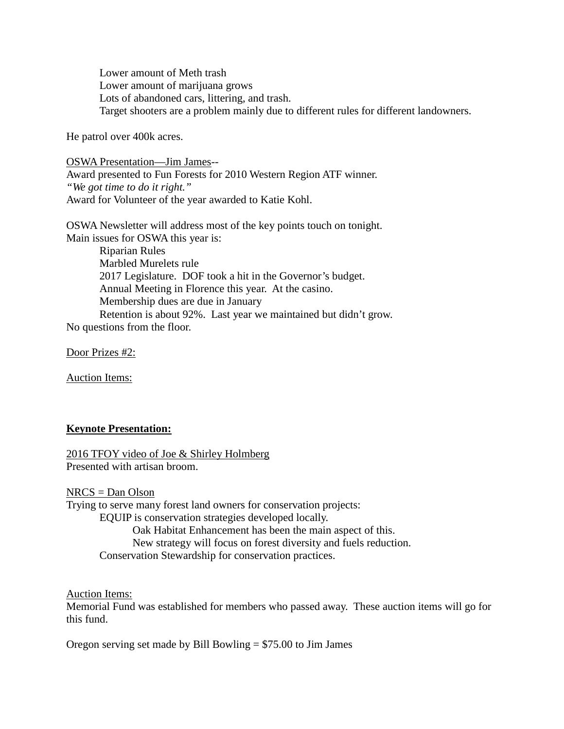Lower amount of Meth trash
Lower amount of marijuana grows
Lots of abandoned cars, littering, and trash.
Target shooters are a problem mainly due to different rules for different landowners.

He patrol over 400k acres.

<u>OSWA Presentation—Jim James</u>--
Award presented to Fun Forests for 2010 Western Region ATF winner.
*"We got time to do it right."*
Award for Volunteer of the year awarded to Katie Kohl.

OSWA Newsletter will address most of the key points touch on tonight.
Main issues for OSWA this year is:

- Riparian Rules
- Marbled Murelets rule
- 2017 Legislature. DOF took a hit in the Governor's budget.
- Annual Meeting in Florence this year. At the casino.
- Membership dues are due in January
- Retention is about 92%. Last year we maintained but didn't grow.

No questions from the floor.

<u>Door Prizes #2:</u>

<u>Auction Items:</u>

## **<u>Keynote Presentation:</u>**

<u>2016 TFOY video of Joe & Shirley Holmberg</u>
Presented with artisan broom.

<u>NRCS = Dan Olson</u>
Trying to serve many forest land owners for conservation projects:

- EQUIP is conservation strategies developed locally.
  - Oak Habitat Enhancement has been the main aspect of this.
  - New strategy will focus on forest diversity and fuels reduction.
- Conservation Stewardship for conservation practices.

<u>Auction Items:</u>
Memorial Fund was established for members who passed away. These auction items will go for this fund.

Oregon serving set made by Bill Bowling = $75.00 to Jim James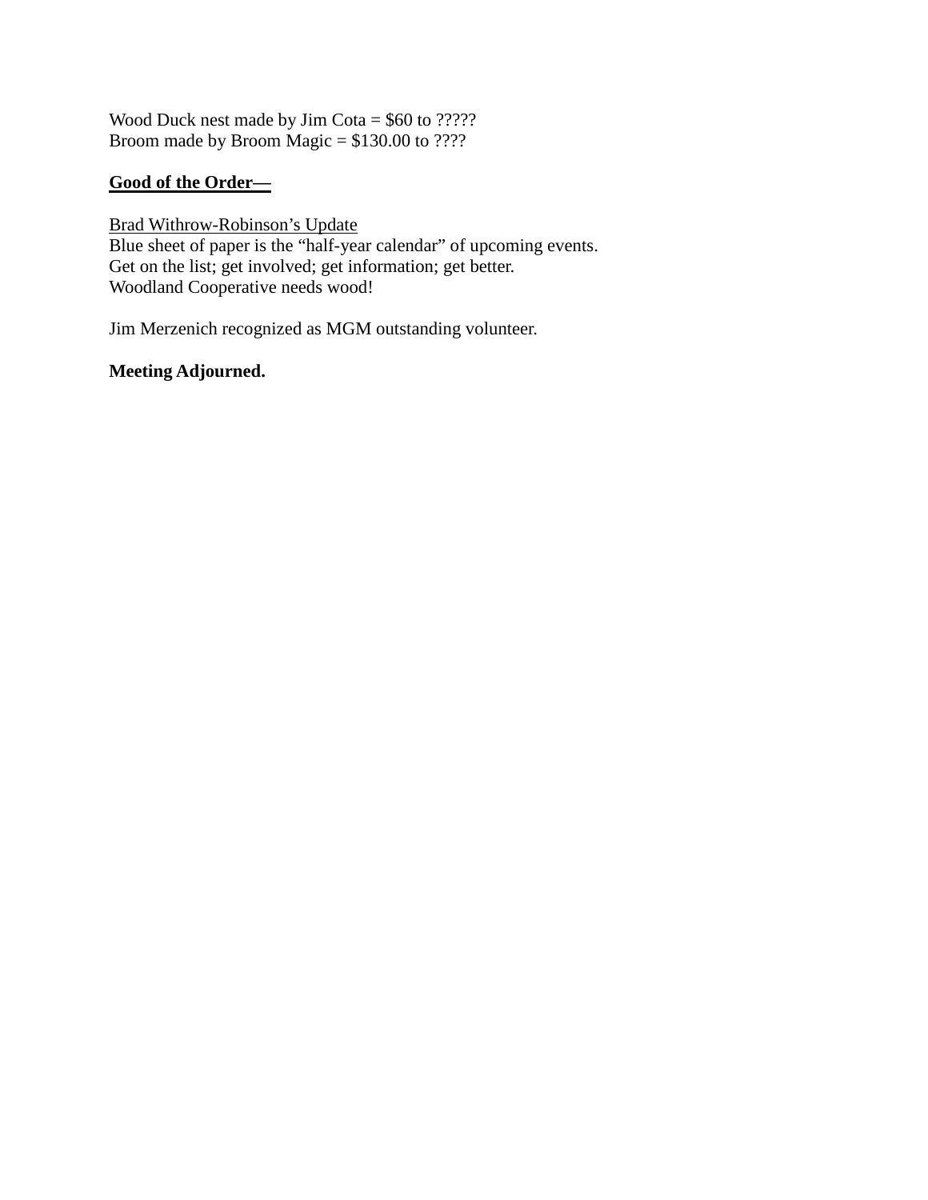Wood Duck nest made by Jim Cota = $60 to ?????
Broom made by Broom Magic = $130.00 to ????

**<u>Good of the Order—</u>**

<u>Brad Withrow-Robinson's Update</u>
Blue sheet of paper is the "half-year calendar" of upcoming events.
Get on the list; get involved; get information; get better.
Woodland Cooperative needs wood!

Jim Merzenich recognized as MGM outstanding volunteer.

**Meeting Adjourned.**